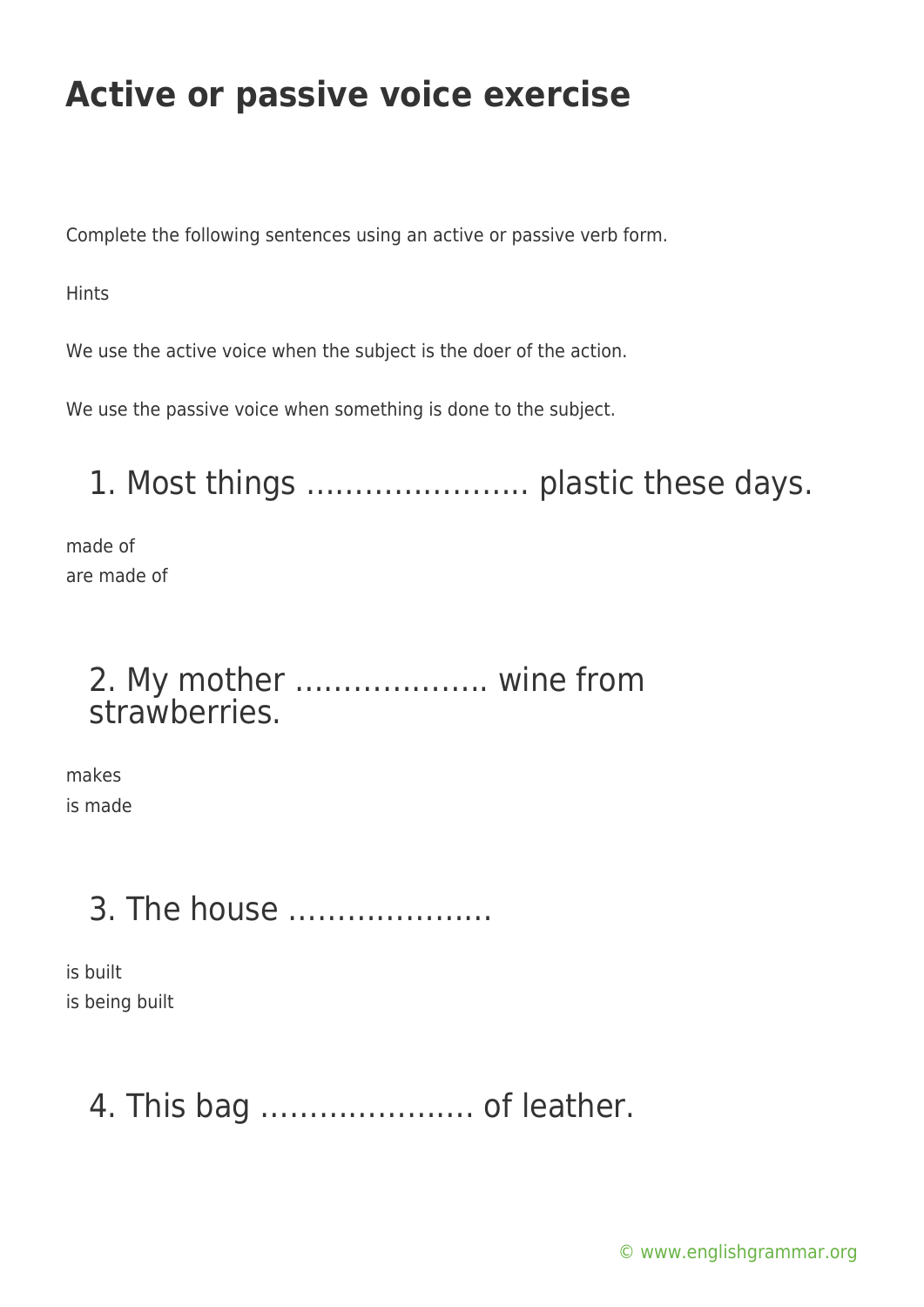# Active or passive voice exercise

Complete the following sentences using an active or passive verb form.

Hints

We use the active voice when the subject is the doer of the action.

We use the passive voice when something is done to the subject.

## 1. Most things ………………….. plastic these days.

made of
are made of

## 2. My mother ……………….. wine from strawberries.

makes
is made

## 3. The house ………………..

is built
is being built

## 4. This bag ………………… of leather.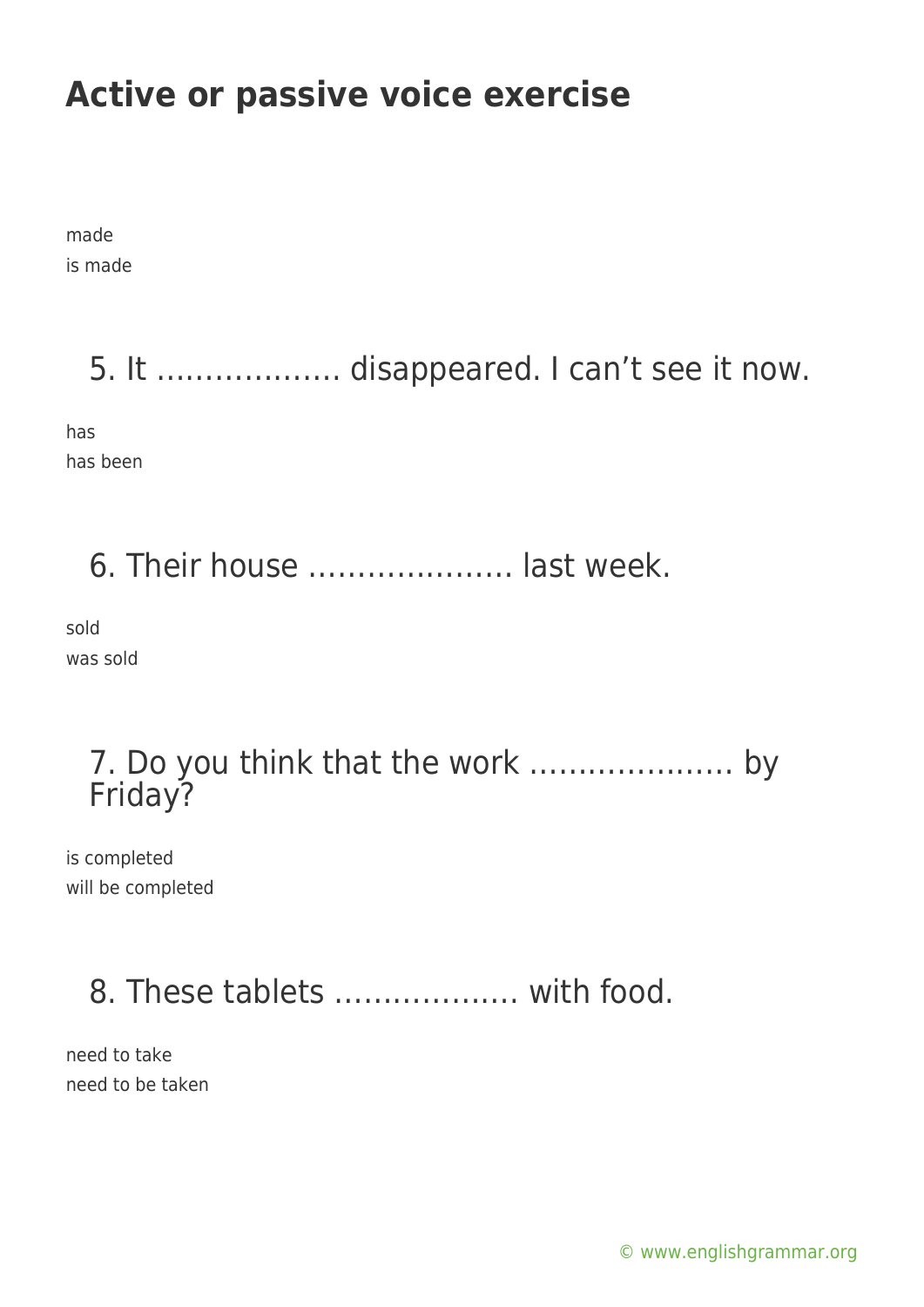# Active or passive voice exercise

made
is made

## 5. It ………………. disappeared. I can't see it now.

has
has been

## 6. Their house ………………… last week.

sold
was sold

## 7. Do you think that the work ………………… by Friday?

is completed
will be completed

## 8. These tablets ………………. with food.

need to take
need to be taken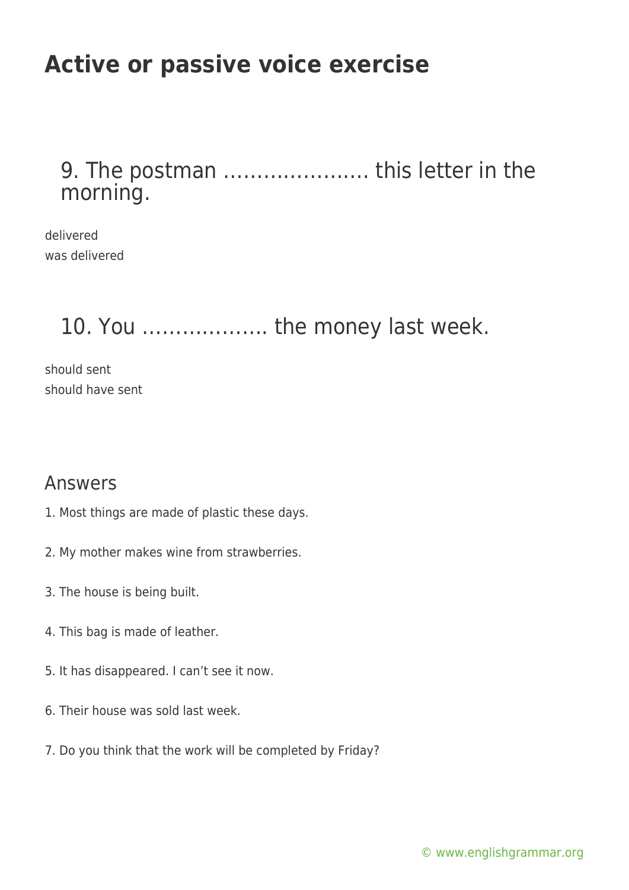# Active or passive voice exercise

## 9. The postman …………………. this letter in the morning.

delivered
was delivered

## 10. You ………………. the money last week.

should sent
should have sent

## Answers

1. Most things are made of plastic these days.

2. My mother makes wine from strawberries.

3. The house is being built.

4. This bag is made of leather.

5. It has disappeared. I can't see it now.

6. Their house was sold last week.

7. Do you think that the work will be completed by Friday?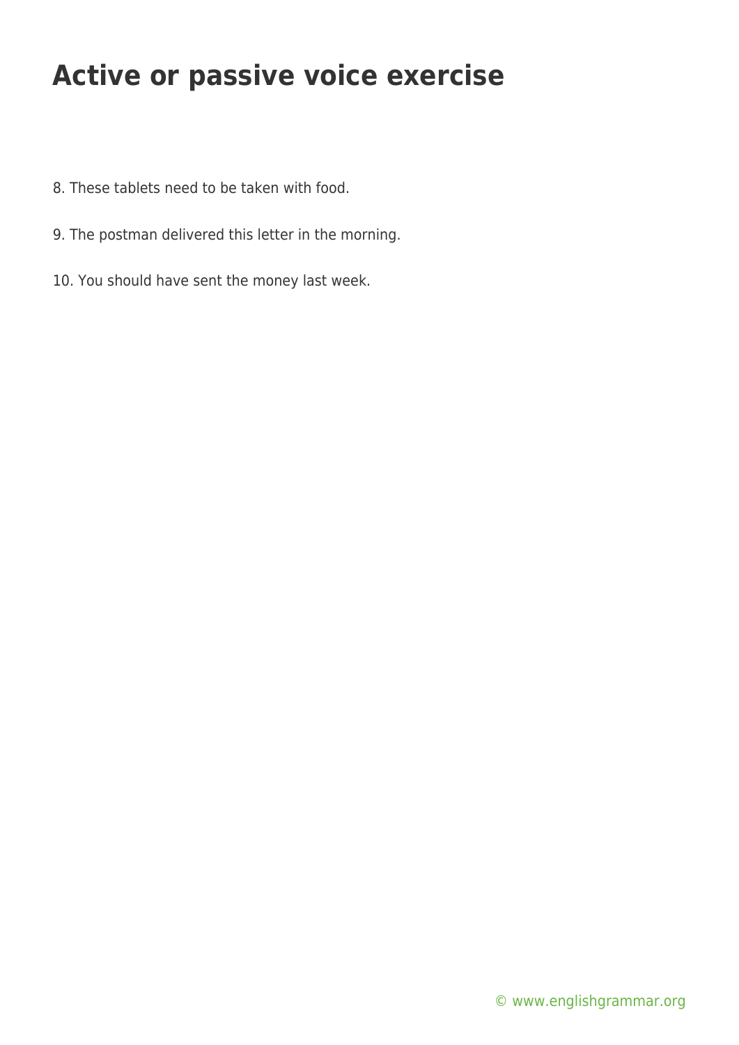# Active or passive voice exercise

8. These tablets need to be taken with food.

9. The postman delivered this letter in the morning.

10. You should have sent the money last week.